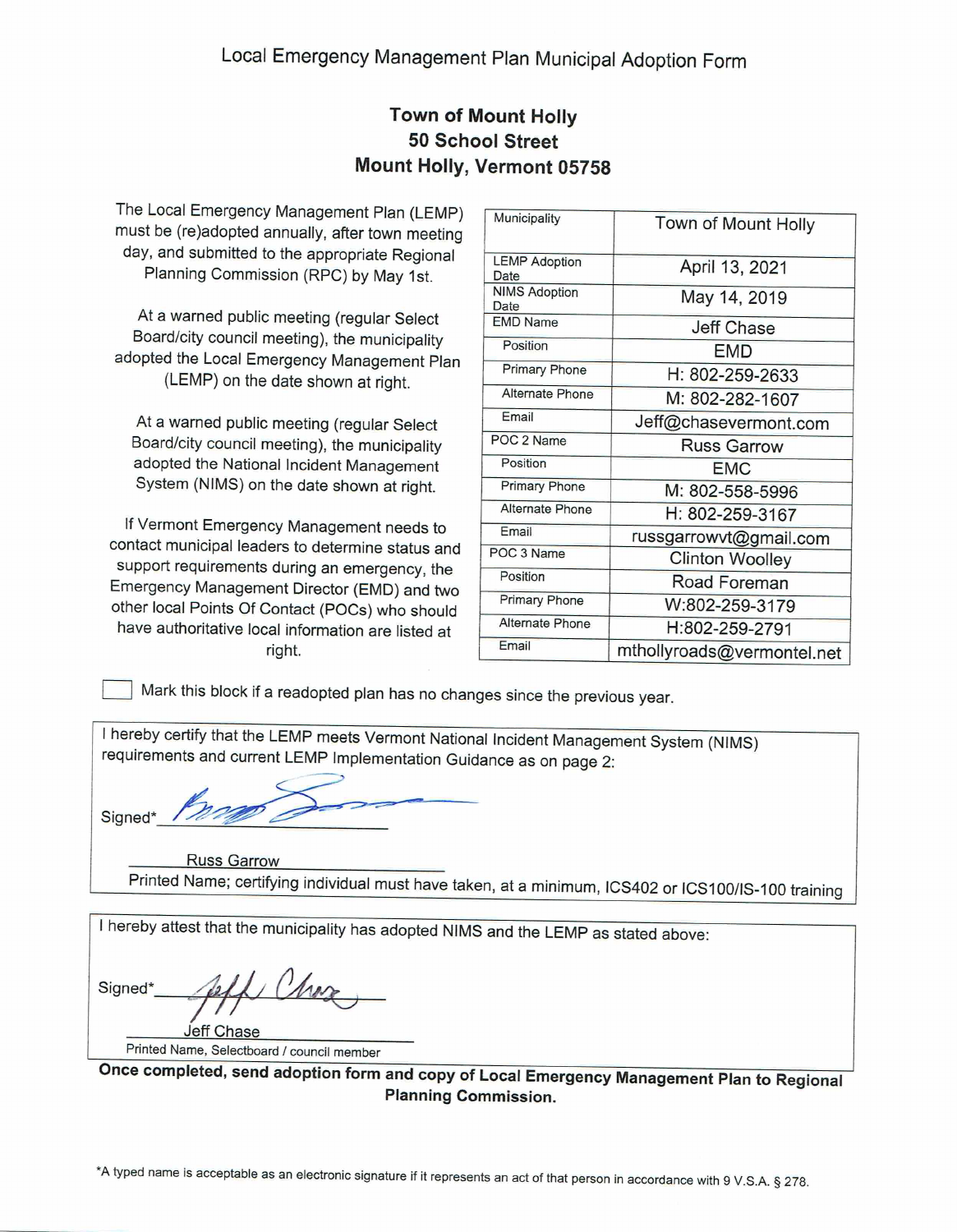# Local Emergency Management Plan Municipal Adoption Form

**Town of Mount Holly**
**50 School Street**
**Mount Holly, Vermont 05758**

The Local Emergency Management Plan (LEMP) must be (re)adopted annually, after town meeting day, and submitted to the appropriate Regional Planning Commission (RPC) by May 1st.

At a warned public meeting (regular Select Board/city council meeting), the municipality adopted the Local Emergency Management Plan (LEMP) on the date shown at right.

At a warned public meeting (regular Select Board/city council meeting), the municipality adopted the National Incident Management System (NIMS) on the date shown at right.

If Vermont Emergency Management needs to contact municipal leaders to determine status and support requirements during an emergency, the Emergency Management Director (EMD) and two other local Points Of Contact (POCs) who should have authoritative local information are listed at right.

| Municipality | Town of Mount Holly |
|---|---|
| LEMP Adoption Date | April 13, 2021 |
| NIMS Adoption Date | May 14, 2019 |
| EMD Name | Jeff Chase |
| Position | EMD |
| Primary Phone | H: 802-259-2633 |
| Alternate Phone | M: 802-282-1607 |
| Email | Jeff@chasevermont.com |
| POC 2 Name | Russ Garrow |
| Position | EMC |
| Primary Phone | M: 802-558-5996 |
| Alternate Phone | H: 802-259-3167 |
| Email | russgarrowvt@gmail.com |
| POC 3 Name | Clinton Woolley |
| Position | Road Foreman |
| Primary Phone | W:802-259-3179 |
| Alternate Phone | H:802-259-2791 |
| Email | mthollyroads@vermontel.net |

☐ Mark this block if a readopted plan has no changes since the previous year.

I hereby certify that the LEMP meets Vermont National Incident Management System (NIMS) requirements and current LEMP Implementation Guidance as on page 2:

Signed* [signature]

Russ Garrow
Printed Name; certifying individual must have taken, at a minimum, ICS402 or ICS100/IS-100 training

I hereby attest that the municipality has adopted NIMS and the LEMP as stated above:

Signed* [signature]

Jeff Chase
Printed Name, Selectboard / council member

**Once completed, send adoption form and copy of Local Emergency Management Plan to Regional Planning Commission.**

*A typed name is acceptable as an electronic signature if it represents an act of that person in accordance with 9 V.S.A. § 278.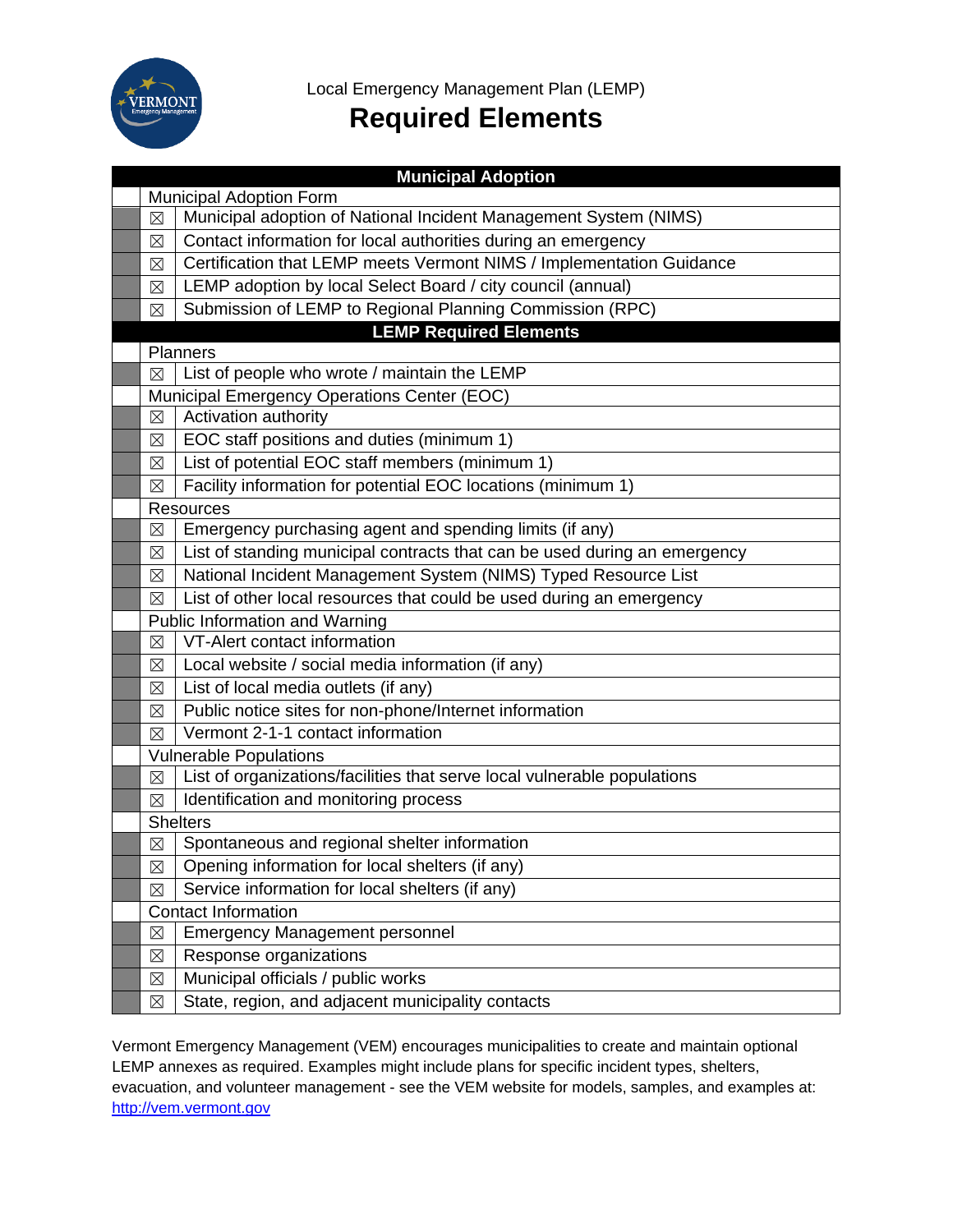Local Emergency Management Plan (LEMP)

# Required Elements

| Municipal Adoption | |
|---|---|
| **Municipal Adoption Form** | |
| ☒ | Municipal adoption of National Incident Management System (NIMS) |
| ☒ | Contact information for local authorities during an emergency |
| ☒ | Certification that LEMP meets Vermont NIMS / Implementation Guidance |
| ☒ | LEMP adoption by local Select Board / city council (annual) |
| ☒ | Submission of LEMP to Regional Planning Commission (RPC) |
| **LEMP Required Elements** | |
| **Planners** | |
| ☒ | List of people who wrote / maintain the LEMP |
| **Municipal Emergency Operations Center (EOC)** | |
| ☒ | Activation authority |
| ☒ | EOC staff positions and duties (minimum 1) |
| ☒ | List of potential EOC staff members (minimum 1) |
| ☒ | Facility information for potential EOC locations (minimum 1) |
| **Resources** | |
| ☒ | Emergency purchasing agent and spending limits (if any) |
| ☒ | List of standing municipal contracts that can be used during an emergency |
| ☒ | National Incident Management System (NIMS) Typed Resource List |
| ☒ | List of other local resources that could be used during an emergency |
| **Public Information and Warning** | |
| ☒ | VT-Alert contact information |
| ☒ | Local website / social media information (if any) |
| ☒ | List of local media outlets (if any) |
| ☒ | Public notice sites for non-phone/Internet information |
| ☒ | Vermont 2-1-1 contact information |
| **Vulnerable Populations** | |
| ☒ | List of organizations/facilities that serve local vulnerable populations |
| ☒ | Identification and monitoring process |
| **Shelters** | |
| ☒ | Spontaneous and regional shelter information |
| ☒ | Opening information for local shelters (if any) |
| ☒ | Service information for local shelters (if any) |
| **Contact Information** | |
| ☒ | Emergency Management personnel |
| ☒ | Response organizations |
| ☒ | Municipal officials / public works |
| ☒ | State, region, and adjacent municipality contacts |

Vermont Emergency Management (VEM) encourages municipalities to create and maintain optional LEMP annexes as required. Examples might include plans for specific incident types, shelters, evacuation, and volunteer management - see the VEM website for models, samples, and examples at: [http://vem.vermont.gov](http://vem.vermont.gov)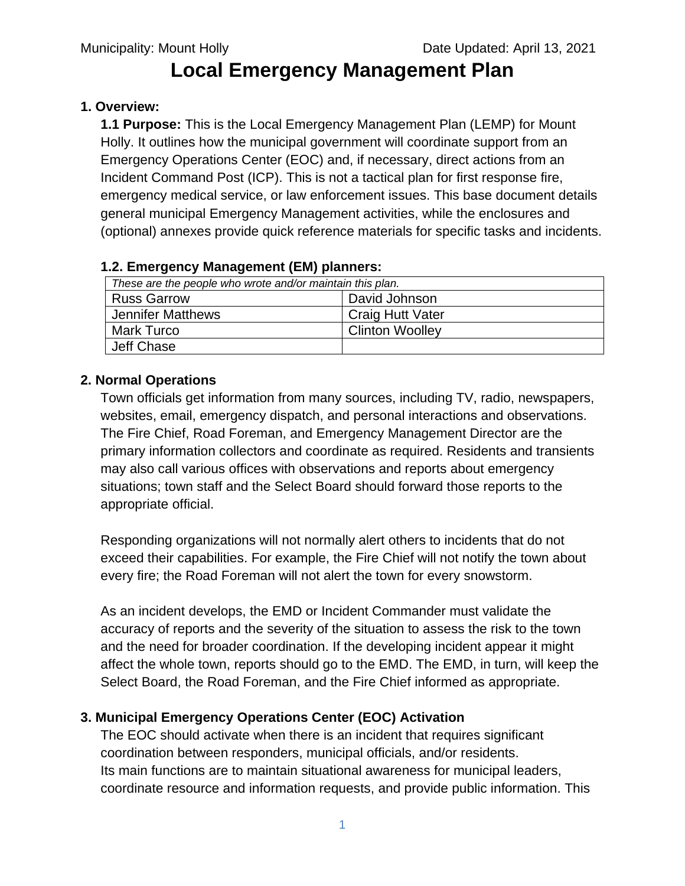Municipality: Mount Holly Date Updated: April 13, 2021

# Local Emergency Management Plan

## 1. Overview:

**1.1 Purpose:** This is the Local Emergency Management Plan (LEMP) for Mount Holly. It outlines how the municipal government will coordinate support from an Emergency Operations Center (EOC) and, if necessary, direct actions from an Incident Command Post (ICP). This is not a tactical plan for first response fire, emergency medical service, or law enforcement issues. This base document details general municipal Emergency Management activities, while the enclosures and (optional) annexes provide quick reference materials for specific tasks and incidents.

### 1.2. Emergency Management (EM) planners:

| *These are the people who wrote and/or maintain this plan.* | |
|---|---|
| Russ Garrow | David Johnson |
| Jennifer Matthews | Craig Hutt Vater |
| Mark Turco | Clinton Woolley |
| Jeff Chase | |

## 2. Normal Operations

Town officials get information from many sources, including TV, radio, newspapers, websites, email, emergency dispatch, and personal interactions and observations. The Fire Chief, Road Foreman, and Emergency Management Director are the primary information collectors and coordinate as required. Residents and transients may also call various offices with observations and reports about emergency situations; town staff and the Select Board should forward those reports to the appropriate official.

Responding organizations will not normally alert others to incidents that do not exceed their capabilities. For example, the Fire Chief will not notify the town about every fire; the Road Foreman will not alert the town for every snowstorm.

As an incident develops, the EMD or Incident Commander must validate the accuracy of reports and the severity of the situation to assess the risk to the town and the need for broader coordination. If the developing incident appear it might affect the whole town, reports should go to the EMD. The EMD, in turn, will keep the Select Board, the Road Foreman, and the Fire Chief informed as appropriate.

## 3. Municipal Emergency Operations Center (EOC) Activation

The EOC should activate when there is an incident that requires significant coordination between responders, municipal officials, and/or residents.
Its main functions are to maintain situational awareness for municipal leaders, coordinate resource and information requests, and provide public information. This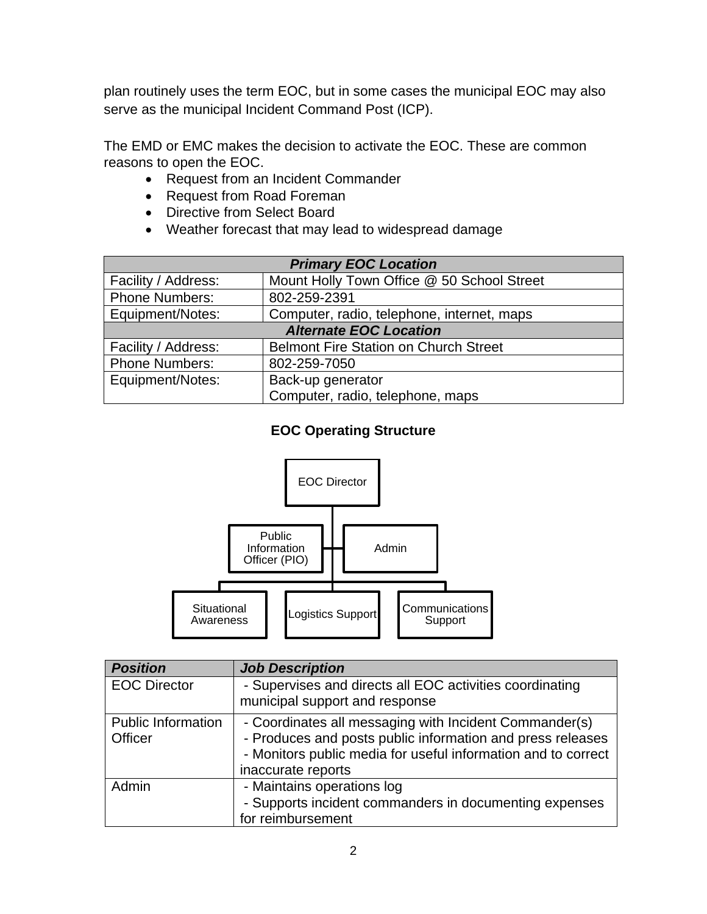plan routinely uses the term EOC, but in some cases the municipal EOC may also serve as the municipal Incident Command Post (ICP).

The EMD or EMC makes the decision to activate the EOC. These are common reasons to open the EOC.

- Request from an Incident Commander
- Request from Road Foreman
- Directive from Select Board
- Weather forecast that may lead to widespread damage

| ***Primary EOC Location*** | |
|---|---|
| Facility / Address: | Mount Holly Town Office @ 50 School Street |
| Phone Numbers: | 802-259-2391 |
| Equipment/Notes: | Computer, radio, telephone, internet, maps |
| ***Alternate EOC Location*** | |
| Facility / Address: | Belmont Fire Station on Church Street |
| Phone Numbers: | 802-259-7050 |
| Equipment/Notes: | Back-up generator<br>Computer, radio, telephone, maps |

**EOC Operating Structure**

EOC Director

Public Information Officer (PIO)

Admin

Situational Awareness

Logistics Support

Communications Support

| ***Position*** | ***Job Description*** |
|---|---|
| EOC Director | - Supervises and directs all EOC activities coordinating municipal support and response |
| Public Information Officer | - Coordinates all messaging with Incident Commander(s)<br>- Produces and posts public information and press releases<br>- Monitors public media for useful information and to correct inaccurate reports |
| Admin | - Maintains operations log<br>- Supports incident commanders in documenting expenses for reimbursement |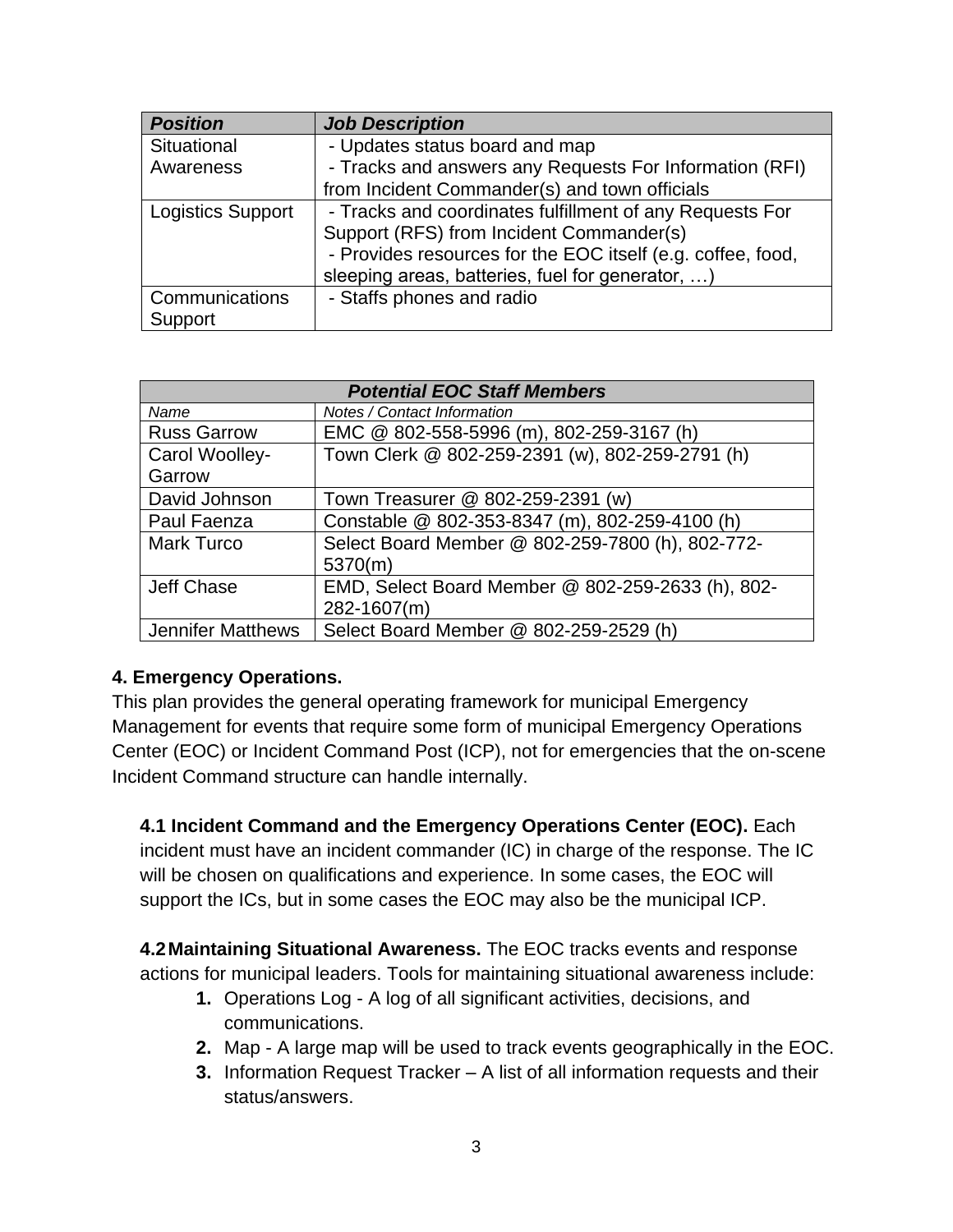| ***Position*** | ***Job Description*** |
|---|---|
| Situational Awareness | - Updates status board and map<br>- Tracks and answers any Requests For Information (RFI) from Incident Commander(s) and town officials |
| Logistics Support | - Tracks and coordinates fulfillment of any Requests For Support (RFS) from Incident Commander(s)<br>- Provides resources for the EOC itself (e.g. coffee, food, sleeping areas, batteries, fuel for generator, …) |
| Communications Support | - Staffs phones and radio |

| ***Potential EOC Staff Members*** | |
|---|---|
| *Name* | *Notes / Contact Information* |
| Russ Garrow | EMC @ 802-558-5996 (m), 802-259-3167 (h) |
| Carol Woolley-Garrow | Town Clerk @ 802-259-2391 (w), 802-259-2791 (h) |
| David Johnson | Town Treasurer @ 802-259-2391 (w) |
| Paul Faenza | Constable @ 802-353-8347 (m), 802-259-4100 (h) |
| Mark Turco | Select Board Member @ 802-259-7800 (h), 802-772-5370(m) |
| Jeff Chase | EMD, Select Board Member @ 802-259-2633 (h), 802-282-1607(m) |
| Jennifer Matthews | Select Board Member @ 802-259-2529 (h) |

**4. Emergency Operations.**

This plan provides the general operating framework for municipal Emergency Management for events that require some form of municipal Emergency Operations Center (EOC) or Incident Command Post (ICP), not for emergencies that the on-scene Incident Command structure can handle internally.

**4.1 Incident Command and the Emergency Operations Center (EOC).** Each incident must have an incident commander (IC) in charge of the response. The IC will be chosen on qualifications and experience. In some cases, the EOC will support the ICs, but in some cases the EOC may also be the municipal ICP.

**4.2 Maintaining Situational Awareness.** The EOC tracks events and response actions for municipal leaders. Tools for maintaining situational awareness include:

1. Operations Log - A log of all significant activities, decisions, and communications.
2. Map - A large map will be used to track events geographically in the EOC.
3. Information Request Tracker – A list of all information requests and their status/answers.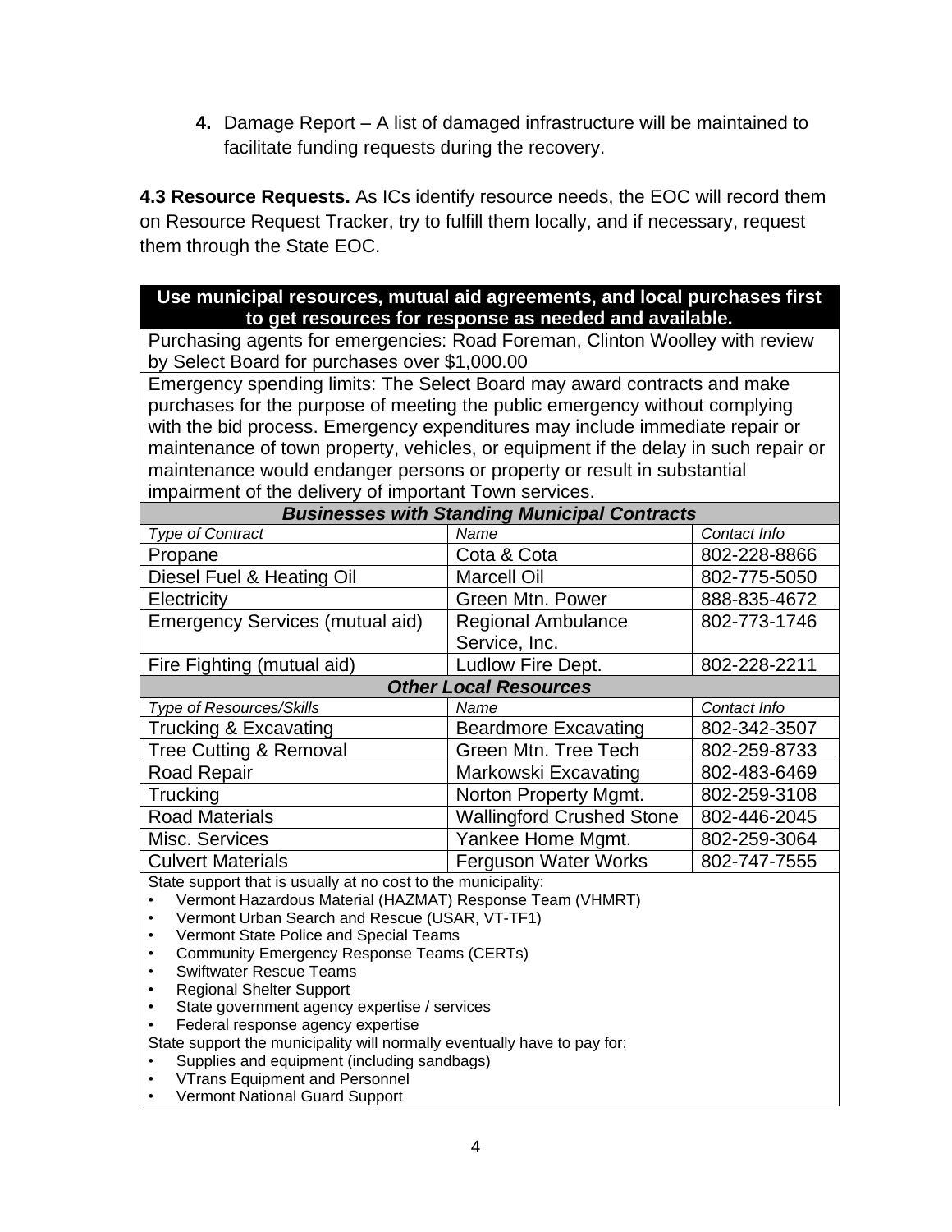4. **4.** Damage Report – A list of damaged infrastructure will be maintained to facilitate funding requests during the recovery.

**4.3 Resource Requests.** As ICs identify resource needs, the EOC will record them on Resource Request Tracker, try to fulfill them locally, and if necessary, request them through the State EOC.

| **Use municipal resources, mutual aid agreements, and local purchases first to get resources for response as needed and available.** | | |
|---|---|---|
| Purchasing agents for emergencies: Road Foreman, Clinton Woolley with review by Select Board for purchases over $1,000.00 | | |
| Emergency spending limits: The Select Board may award contracts and make purchases for the purpose of meeting the public emergency without complying with the bid process. Emergency expenditures may include immediate repair or maintenance of town property, vehicles, or equipment if the delay in such repair or maintenance would endanger persons or property or result in substantial impairment of the delivery of important Town services. | | |
| ***Businesses with Standing Municipal Contracts*** | | |
| *Type of Contract* | *Name* | *Contact Info* |
| Propane | Cota & Cota | 802-228-8866 |
| Diesel Fuel & Heating Oil | Marcell Oil | 802-775-5050 |
| Electricity | Green Mtn. Power | 888-835-4672 |
| Emergency Services (mutual aid) | Regional Ambulance Service, Inc. | 802-773-1746 |
| Fire Fighting (mutual aid) | Ludlow Fire Dept. | 802-228-2211 |
| ***Other Local Resources*** | | |
| *Type of Resources/Skills* | *Name* | *Contact Info* |
| Trucking & Excavating | Beardmore Excavating | 802-342-3507 |
| Tree Cutting & Removal | Green Mtn. Tree Tech | 802-259-8733 |
| Road Repair | Markowski Excavating | 802-483-6469 |
| Trucking | Norton Property Mgmt. | 802-259-3108 |
| Road Materials | Wallingford Crushed Stone | 802-446-2045 |
| Misc. Services | Yankee Home Mgmt. | 802-259-3064 |
| Culvert Materials | Ferguson Water Works | 802-747-7555 |

State support that is usually at no cost to the municipality:

- Vermont Hazardous Material (HAZMAT) Response Team (VHMRT)
- Vermont Urban Search and Rescue (USAR, VT-TF1)
- Vermont State Police and Special Teams
- Community Emergency Response Teams (CERTs)
- Swiftwater Rescue Teams
- Regional Shelter Support
- State government agency expertise / services
- Federal response agency expertise

State support the municipality will normally eventually have to pay for:

- Supplies and equipment (including sandbags)
- VTrans Equipment and Personnel
- Vermont National Guard Support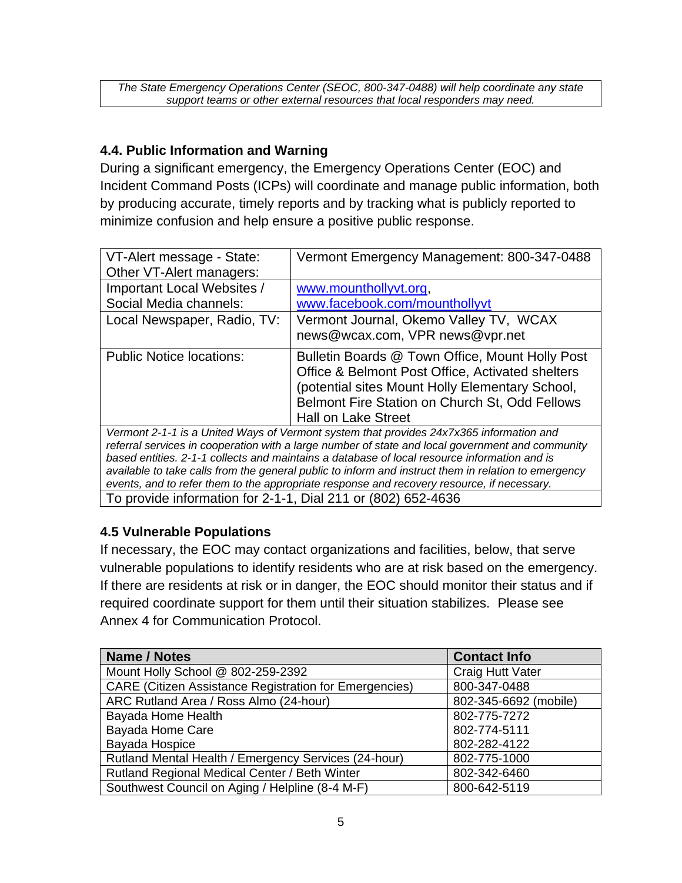*The State Emergency Operations Center (SEOC, 800-347-0488) will help coordinate any state support teams or other external resources that local responders may need.*

### 4.4. Public Information and Warning

During a significant emergency, the Emergency Operations Center (EOC) and Incident Command Posts (ICPs) will coordinate and manage public information, both by producing accurate, timely reports and by tracking what is publicly reported to minimize confusion and help ensure a positive public response.

| | |
|---|---|
| VT-Alert message - State: Other VT-Alert managers: | Vermont Emergency Management: 800-347-0488 |
| Important Local Websites / Social Media channels: | www.mounthollyvt.org, www.facebook.com/mounthollyvt |
| Local Newspaper, Radio, TV: | Vermont Journal, Okemo Valley TV, WCAX news@wcax.com, VPR news@vpr.net |
| Public Notice locations: | Bulletin Boards @ Town Office, Mount Holly Post Office & Belmont Post Office, Activated shelters (potential sites Mount Holly Elementary School, Belmont Fire Station on Church St, Odd Fellows Hall on Lake Street |
| *Vermont 2-1-1 is a United Ways of Vermont system that provides 24x7x365 information and referral services in cooperation with a large number of state and local government and community based entities. 2-1-1 collects and maintains a database of local resource information and is available to take calls from the general public to inform and instruct them in relation to emergency events, and to refer them to the appropriate response and recovery resource, if necessary.* | |
| To provide information for 2-1-1, Dial 211 or (802) 652-4636 | |

### 4.5 Vulnerable Populations

If necessary, the EOC may contact organizations and facilities, below, that serve vulnerable populations to identify residents who are at risk based on the emergency. If there are residents at risk or in danger, the EOC should monitor their status and if required coordinate support for them until their situation stabilizes. Please see Annex 4 for Communication Protocol.

| Name / Notes | Contact Info |
|---|---|
| Mount Holly School @ 802-259-2392 | Craig Hutt Vater |
| CARE (Citizen Assistance Registration for Emergencies) | 800-347-0488 |
| ARC Rutland Area / Ross Almo (24-hour) | 802-345-6692 (mobile) |
| Bayada Home Health | 802-775-7272 |
| Bayada Home Care | 802-774-5111 |
| Bayada Hospice | 802-282-4122 |
| Rutland Mental Health / Emergency Services (24-hour) | 802-775-1000 |
| Rutland Regional Medical Center / Beth Winter | 802-342-6460 |
| Southwest Council on Aging / Helpline (8-4 M-F) | 800-642-5119 |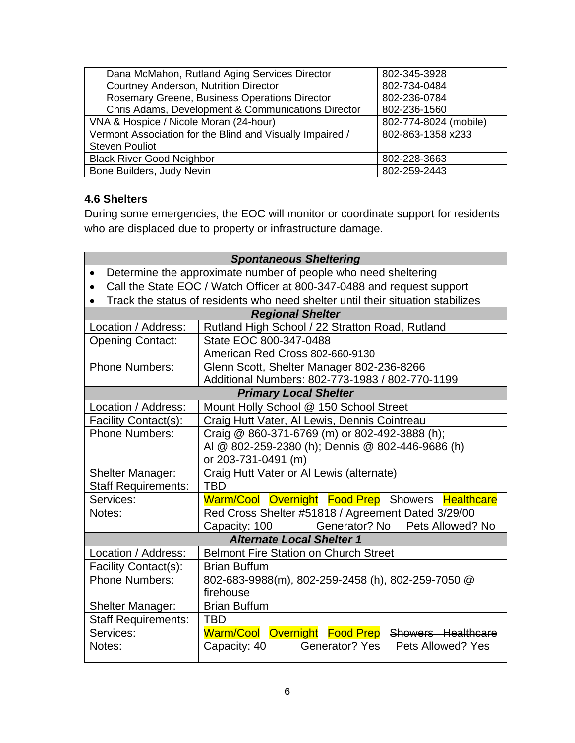| | |
|---|---|
| Dana McMahon, Rutland Aging Services Director<br>Courtney Anderson, Nutrition Director<br>Rosemary Greene, Business Operations Director<br>Chris Adams, Development & Communications Director | 802-345-3928<br>802-734-0484<br>802-236-0784<br>802-236-1560 |
| VNA & Hospice / Nicole Moran (24-hour) | 802-774-8024 (mobile) |
| Vermont Association for the Blind and Visually Impaired / Steven Pouliot | 802-863-1358 x233 |
| Black River Good Neighbor | 802-228-3663 |
| Bone Builders, Judy Nevin | 802-259-2443 |

### 4.6 Shelters

During some emergencies, the EOC will monitor or coordinate support for residents who are displaced due to property or infrastructure damage.

| ***Spontaneous Sheltering*** | |
|---|---|
| • Determine the approximate number of people who need sheltering<br>• Call the State EOC / Watch Officer at 800-347-0488 and request support<br>• Track the status of residents who need shelter until their situation stabilizes | |
| ***Regional Shelter*** | |
| Location / Address: | Rutland High School / 22 Stratton Road, Rutland |
| Opening Contact: | State EOC 800-347-0488<br>American Red Cross 802-660-9130 |
| Phone Numbers: | Glenn Scott, Shelter Manager 802-236-8266<br>Additional Numbers: 802-773-1983 / 802-770-1199 |
| ***Primary Local Shelter*** | |
| Location / Address: | Mount Holly School @ 150 School Street |
| Facility Contact(s): | Craig Hutt Vater, Al Lewis, Dennis Cointreau |
| Phone Numbers: | Craig @ 860-371-6769 (m) or 802-492-3888 (h);<br>Al @ 802-259-2380 (h); Dennis @ 802-446-9686 (h) or 203-731-0491 (m) |
| Shelter Manager: | Craig Hutt Vater or Al Lewis (alternate) |
| Staff Requirements: | TBD |
| Services: | Warm/Cool Overnight Food Prep ~~Showers~~ Healthcare |
| Notes: | Red Cross Shelter #51818 / Agreement Dated 3/29/00<br>Capacity: 100 Generator? No Pets Allowed? No |
| ***Alternate Local Shelter 1*** | |
| Location / Address: | Belmont Fire Station on Church Street |
| Facility Contact(s): | Brian Buffum |
| Phone Numbers: | 802-683-9988(m), 802-259-2458 (h), 802-259-7050 @ firehouse |
| Shelter Manager: | Brian Buffum |
| Staff Requirements: | TBD |
| Services: | Warm/Cool Overnight Food Prep ~~Showers~~ ~~Healthcare~~ |
| Notes: | Capacity: 40 Generator? Yes Pets Allowed? Yes |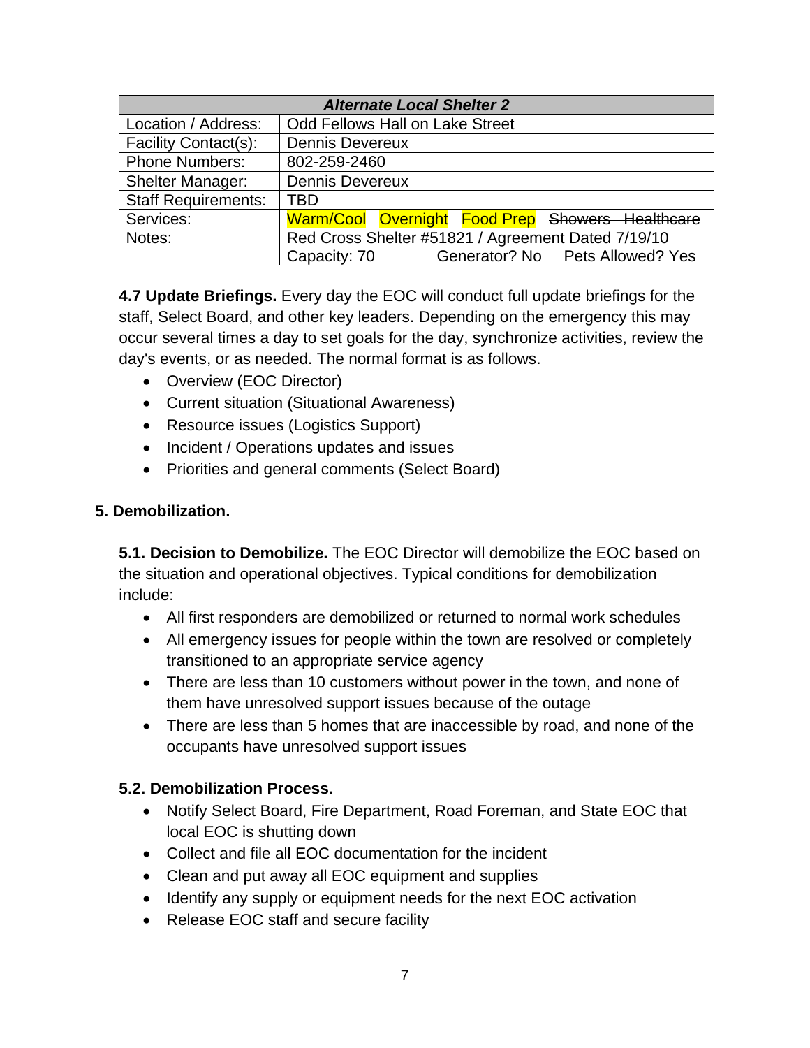| *Alternate Local Shelter 2* | |
|---|---|
| Location / Address: | Odd Fellows Hall on Lake Street |
| Facility Contact(s): | Dennis Devereux |
| Phone Numbers: | 802-259-2460 |
| Shelter Manager: | Dennis Devereux |
| Staff Requirements: | TBD |
| Services: | Warm/Cool Overnight Food Prep ~~Showers Healthcare~~ |
| Notes: | Red Cross Shelter #51821 / Agreement Dated 7/19/10<br>Capacity: 70 Generator? No Pets Allowed? Yes |

**4.7 Update Briefings.** Every day the EOC will conduct full update briefings for the staff, Select Board, and other key leaders. Depending on the emergency this may occur several times a day to set goals for the day, synchronize activities, review the day's events, or as needed. The normal format is as follows.

- Overview (EOC Director)
- Current situation (Situational Awareness)
- Resource issues (Logistics Support)
- Incident / Operations updates and issues
- Priorities and general comments (Select Board)

## 5. Demobilization.

**5.1. Decision to Demobilize.** The EOC Director will demobilize the EOC based on the situation and operational objectives. Typical conditions for demobilization include:

- All first responders are demobilized or returned to normal work schedules
- All emergency issues for people within the town are resolved or completely transitioned to an appropriate service agency
- There are less than 10 customers without power in the town, and none of them have unresolved support issues because of the outage
- There are less than 5 homes that are inaccessible by road, and none of the occupants have unresolved support issues

**5.2. Demobilization Process.**

- Notify Select Board, Fire Department, Road Foreman, and State EOC that local EOC is shutting down
- Collect and file all EOC documentation for the incident
- Clean and put away all EOC equipment and supplies
- Identify any supply or equipment needs for the next EOC activation
- Release EOC staff and secure facility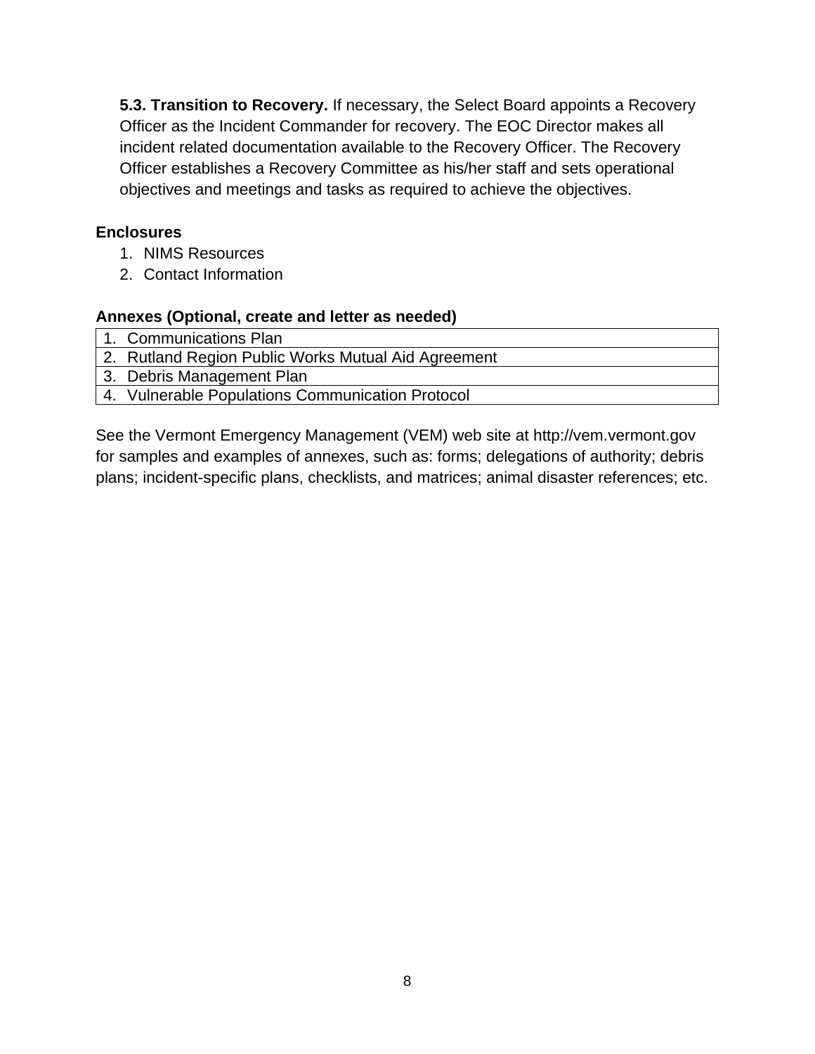**5.3. Transition to Recovery.** If necessary, the Select Board appoints a Recovery Officer as the Incident Commander for recovery. The EOC Director makes all incident related documentation available to the Recovery Officer. The Recovery Officer establishes a Recovery Committee as his/her staff and sets operational objectives and meetings and tasks as required to achieve the objectives.

**Enclosures**

1. NIMS Resources
2. Contact Information

**Annexes (Optional, create and letter as needed)**

| |
|---|
| 1. Communications Plan |
| 2. Rutland Region Public Works Mutual Aid Agreement |
| 3. Debris Management Plan |
| 4. Vulnerable Populations Communication Protocol |

See the Vermont Emergency Management (VEM) web site at http://vem.vermont.gov for samples and examples of annexes, such as: forms; delegations of authority; debris plans; incident-specific plans, checklists, and matrices; animal disaster references; etc.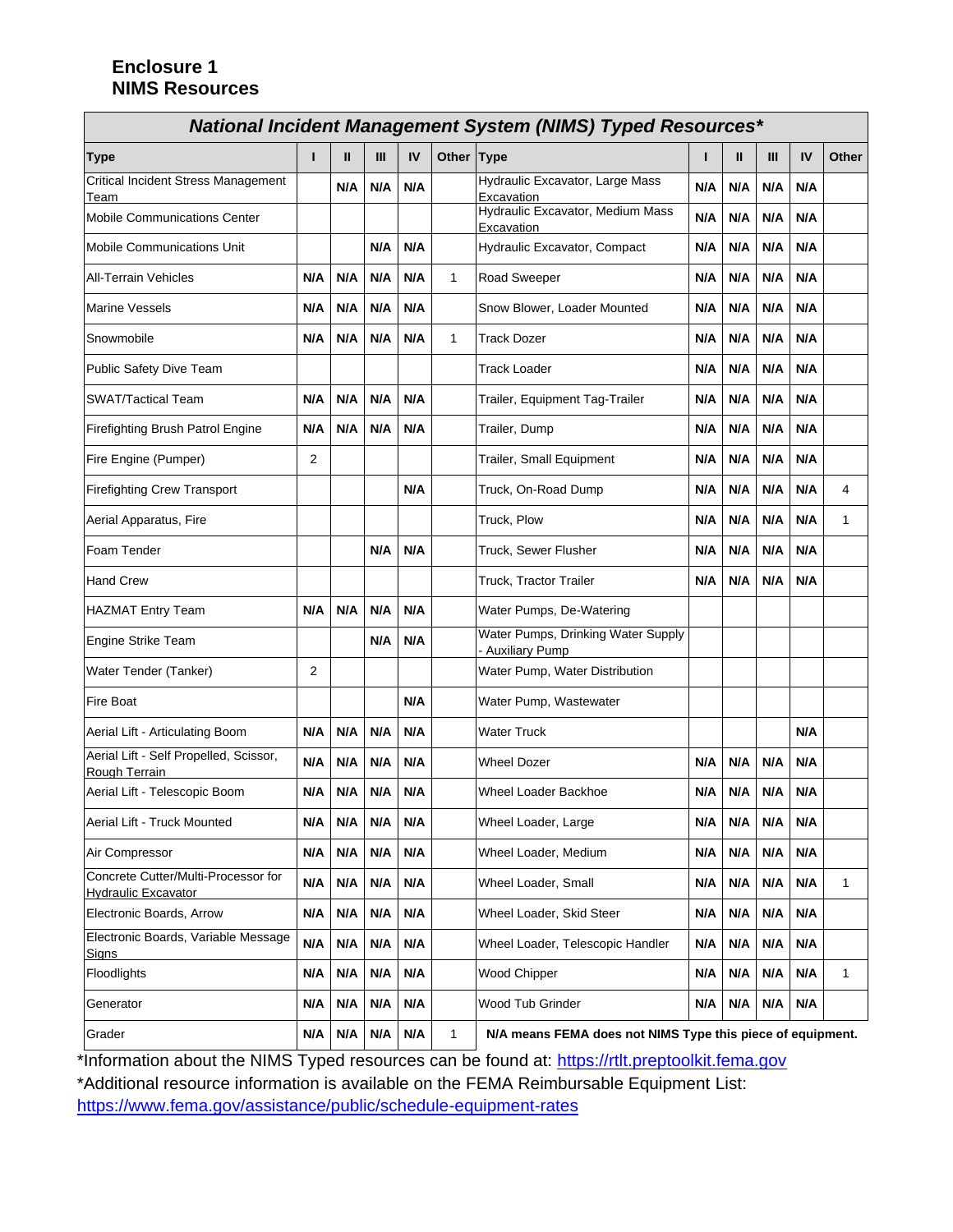# Enclosure 1
# NIMS Resources

| ***National Incident Management System (NIMS) Typed Resources**** | | | | | | | | | | | |
|---|---|---|---|---|---|---|---|---|---|---|---|
| **Type** | **I** | **II** | **III** | **IV** | **Other** | **Type** | **I** | **II** | **III** | **IV** | **Other** |
| Critical Incident Stress Management Team | | **N/A** | **N/A** | **N/A** | | Hydraulic Excavator, Large Mass Excavation | **N/A** | **N/A** | **N/A** | **N/A** | |
| Mobile Communications Center | | | | | | Hydraulic Excavator, Medium Mass Excavation | **N/A** | **N/A** | **N/A** | **N/A** | |
| Mobile Communications Unit | | | **N/A** | **N/A** | | Hydraulic Excavator, Compact | **N/A** | **N/A** | **N/A** | **N/A** | |
| All-Terrain Vehicles | **N/A** | **N/A** | **N/A** | **N/A** | 1 | Road Sweeper | **N/A** | **N/A** | **N/A** | **N/A** | |
| Marine Vessels | **N/A** | **N/A** | **N/A** | **N/A** | | Snow Blower, Loader Mounted | **N/A** | **N/A** | **N/A** | **N/A** | |
| Snowmobile | **N/A** | **N/A** | **N/A** | **N/A** | 1 | Track Dozer | **N/A** | **N/A** | **N/A** | **N/A** | |
| Public Safety Dive Team | | | | | | Track Loader | **N/A** | **N/A** | **N/A** | **N/A** | |
| SWAT/Tactical Team | **N/A** | **N/A** | **N/A** | **N/A** | | Trailer, Equipment Tag-Trailer | **N/A** | **N/A** | **N/A** | **N/A** | |
| Firefighting Brush Patrol Engine | **N/A** | **N/A** | **N/A** | **N/A** | | Trailer, Dump | **N/A** | **N/A** | **N/A** | **N/A** | |
| Fire Engine (Pumper) | 2 | | | | | Trailer, Small Equipment | **N/A** | **N/A** | **N/A** | **N/A** | |
| Firefighting Crew Transport | | | | **N/A** | | Truck, On-Road Dump | **N/A** | **N/A** | **N/A** | **N/A** | 4 |
| Aerial Apparatus, Fire | | | | | | Truck, Plow | **N/A** | **N/A** | **N/A** | **N/A** | 1 |
| Foam Tender | | | **N/A** | **N/A** | | Truck, Sewer Flusher | **N/A** | **N/A** | **N/A** | **N/A** | |
| Hand Crew | | | | | | Truck, Tractor Trailer | **N/A** | **N/A** | **N/A** | **N/A** | |
| HAZMAT Entry Team | **N/A** | **N/A** | **N/A** | **N/A** | | Water Pumps, De-Watering | | | | | |
| Engine Strike Team | | | **N/A** | **N/A** | | Water Pumps, Drinking Water Supply - Auxiliary Pump | | | | | |
| Water Tender (Tanker) | 2 | | | | | Water Pump, Water Distribution | | | | | |
| Fire Boat | | | | **N/A** | | Water Pump, Wastewater | | | | | |
| Aerial Lift - Articulating Boom | **N/A** | **N/A** | **N/A** | **N/A** | | Water Truck | | | | **N/A** | |
| Aerial Lift - Self Propelled, Scissor, Rough Terrain | **N/A** | **N/A** | **N/A** | **N/A** | | Wheel Dozer | **N/A** | **N/A** | **N/A** | **N/A** | |
| Aerial Lift - Telescopic Boom | **N/A** | **N/A** | **N/A** | **N/A** | | Wheel Loader Backhoe | **N/A** | **N/A** | **N/A** | **N/A** | |
| Aerial Lift - Truck Mounted | **N/A** | **N/A** | **N/A** | **N/A** | | Wheel Loader, Large | **N/A** | **N/A** | **N/A** | **N/A** | |
| Air Compressor | **N/A** | **N/A** | **N/A** | **N/A** | | Wheel Loader, Medium | **N/A** | **N/A** | **N/A** | **N/A** | |
| Concrete Cutter/Multi-Processor for Hydraulic Excavator | **N/A** | **N/A** | **N/A** | **N/A** | | Wheel Loader, Small | **N/A** | **N/A** | **N/A** | **N/A** | 1 |
| Electronic Boards, Arrow | **N/A** | **N/A** | **N/A** | **N/A** | | Wheel Loader, Skid Steer | **N/A** | **N/A** | **N/A** | **N/A** | |
| Electronic Boards, Variable Message Signs | **N/A** | **N/A** | **N/A** | **N/A** | | Wheel Loader, Telescopic Handler | **N/A** | **N/A** | **N/A** | **N/A** | |
| Floodlights | **N/A** | **N/A** | **N/A** | **N/A** | | Wood Chipper | **N/A** | **N/A** | **N/A** | **N/A** | 1 |
| Generator | **N/A** | **N/A** | **N/A** | **N/A** | | Wood Tub Grinder | **N/A** | **N/A** | **N/A** | **N/A** | |
| Grader | **N/A** | **N/A** | **N/A** | **N/A** | 1 | **N/A means FEMA does not NIMS Type this piece of equipment.** | | | | | |

*Information about the NIMS Typed resources can be found at: https://rtlt.preptoolkit.fema.gov

*Additional resource information is available on the FEMA Reimbursable Equipment List: https://www.fema.gov/assistance/public/schedule-equipment-rates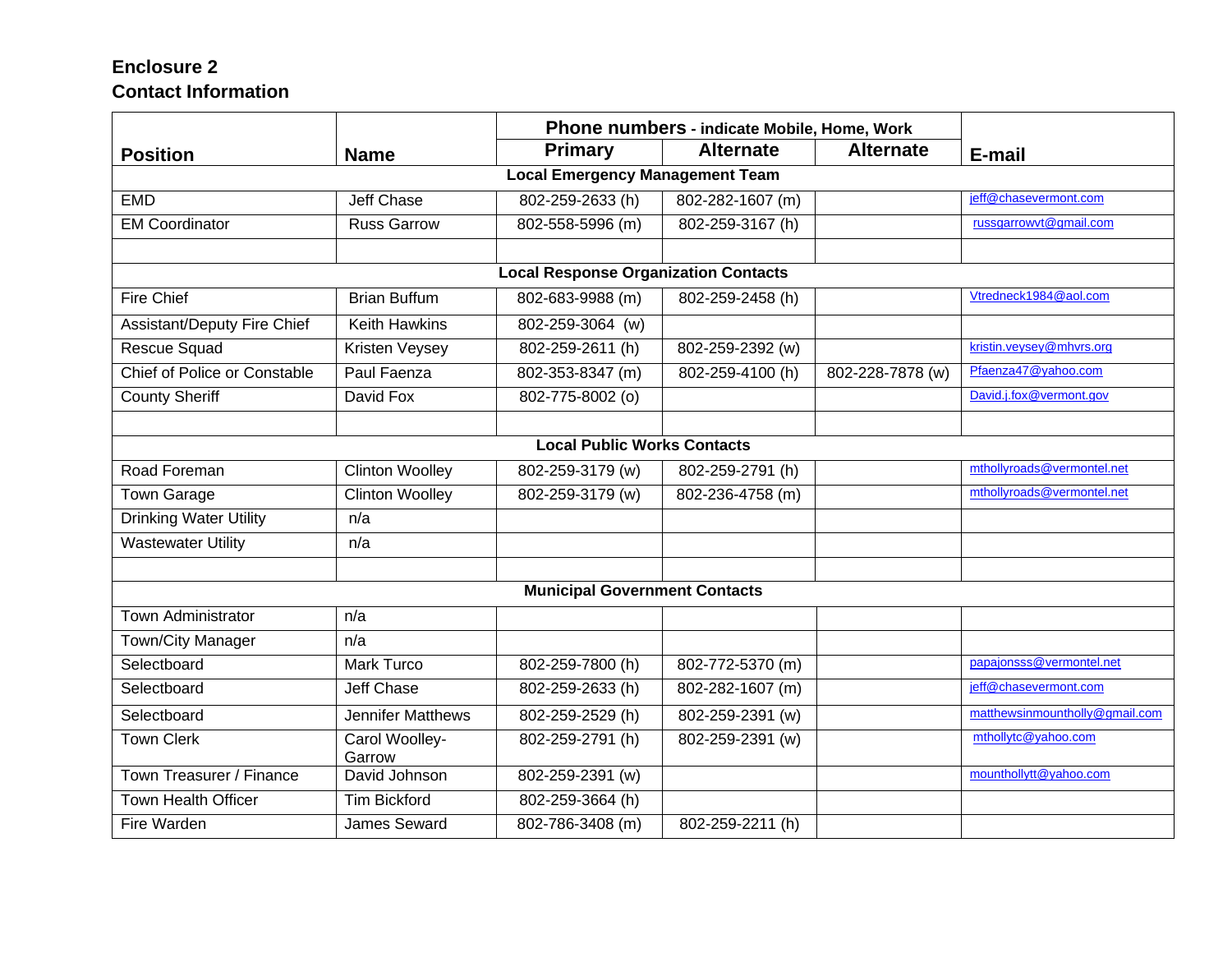**Enclosure 2**
**Contact Information**

| Position | Name | Phone numbers - indicate Mobile, Home, Work | | | E-mail |
|---|---|---|---|---|---|
| | | Primary | Alternate | Alternate | |
| **Local Emergency Management Team** | | | | | |
| EMD | Jeff Chase | 802-259-2633 (h) | 802-282-1607 (m) | | jeff@chasevermont.com |
| EM Coordinator | Russ Garrow | 802-558-5996 (m) | 802-259-3167 (h) | | russgarrowvt@gmail.com |
| | | | | | |
| **Local Response Organization Contacts** | | | | | |
| Fire Chief | Brian Buffum | 802-683-9988 (m) | 802-259-2458 (h) | | Vtredneck1984@aol.com |
| Assistant/Deputy Fire Chief | Keith Hawkins | 802-259-3064 (w) | | | |
| Rescue Squad | Kristen Veysey | 802-259-2611 (h) | 802-259-2392 (w) | | kristin.veysey@mhvrs.org |
| Chief of Police or Constable | Paul Faenza | 802-353-8347 (m) | 802-259-4100 (h) | 802-228-7878 (w) | Pfaenza47@yahoo.com |
| County Sheriff | David Fox | 802-775-8002 (o) | | | David.j.fox@vermont.gov |
| | | | | | |
| **Local Public Works Contacts** | | | | | |
| Road Foreman | Clinton Woolley | 802-259-3179 (w) | 802-259-2791 (h) | | mthollyroads@vermontel.net |
| Town Garage | Clinton Woolley | 802-259-3179 (w) | 802-236-4758 (m) | | mthollyroads@vermontel.net |
| Drinking Water Utility | n/a | | | | |
| Wastewater Utility | n/a | | | | |
| | | | | | |
| **Municipal Government Contacts** | | | | | |
| Town Administrator | n/a | | | | |
| Town/City Manager | n/a | | | | |
| Selectboard | Mark Turco | 802-259-7800 (h) | 802-772-5370 (m) | | papajonsss@vermontel.net |
| Selectboard | Jeff Chase | 802-259-2633 (h) | 802-282-1607 (m) | | jeff@chasevermont.com |
| Selectboard | Jennifer Matthews | 802-259-2529 (h) | 802-259-2391 (w) | | matthewsinmountholly@gmail.com |
| Town Clerk | Carol Woolley-Garrow | 802-259-2791 (h) | 802-259-2391 (w) | | mthollytc@yahoo.com |
| Town Treasurer / Finance | David Johnson | 802-259-2391 (w) | | | mounthollytt@yahoo.com |
| Town Health Officer | Tim Bickford | 802-259-3664 (h) | | | |
| Fire Warden | James Seward | 802-786-3408 (m) | 802-259-2211 (h) | | |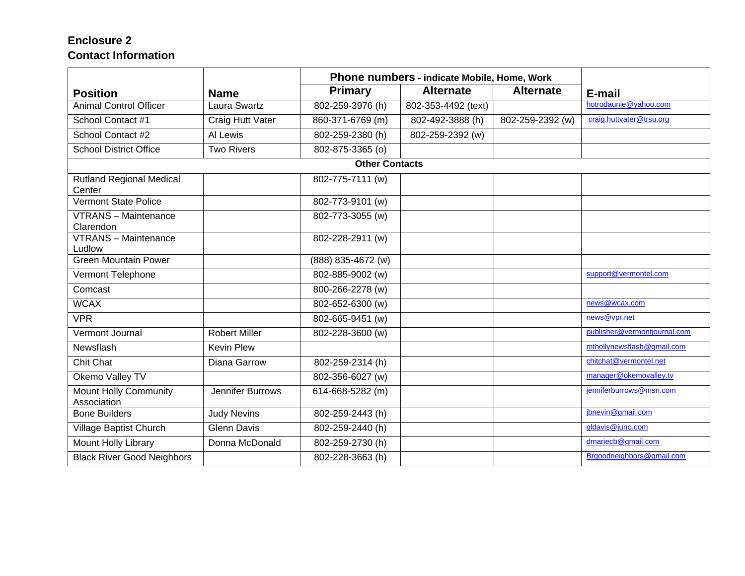**Enclosure 2**
**Contact Information**

| Position | Name | Phone numbers - indicate Mobile, Home, Work | | | E-mail |
|---|---|---|---|---|---|
| | | Primary | Alternate | Alternate | |
| Animal Control Officer | Laura Swartz | 802-259-3976 (h) | 802-353-4492 (text) | | hotrodaunie@yahoo.com |
| School Contact #1 | Craig Hutt Vater | 860-371-6769 (m) | 802-492-3888 (h) | 802-259-2392 (w) | craig.huttvater@trsu.org |
| School Contact #2 | Al Lewis | 802-259-2380 (h) | 802-259-2392 (w) | | |
| School District Office | Two Rivers | 802-875-3365 (o) | | | |
| **Other Contacts** | | | | | |
| Rutland Regional Medical Center | | 802-775-7111 (w) | | | |
| Vermont State Police | | 802-773-9101 (w) | | | |
| VTRANS – Maintenance Clarendon | | 802-773-3055 (w) | | | |
| VTRANS – Maintenance Ludlow | | 802-228-2911 (w) | | | |
| Green Mountain Power | | (888) 835-4672 (w) | | | |
| Vermont Telephone | | 802-885-9002 (w) | | | support@vermontel.com |
| Comcast | | 800-266-2278 (w) | | | |
| WCAX | | 802-652-6300 (w) | | | news@wcax.com |
| VPR | | 802-665-9451 (w) | | | news@vpr.net |
| Vermont Journal | Robert Miller | 802-228-3600 (w) | | | publisher@vermontjournal.com |
| Newsflash | Kevin Plew | | | | mthollynewsflash@gmail.com |
| Chit Chat | Diana Garrow | 802-259-2314 (h) | | | chitchat@vermontel.net |
| Okemo Valley TV | | 802-356-6027 (w) | | | manager@okemovalley.tv |
| Mount Holly Community Association | Jennifer Burrows | 614-668-5282 (m) | | | jenniferburrows@msn.com |
| Bone Builders | Judy Nevins | 802-259-2443 (h) | | | jbnevin@gmail.com |
| Village Baptist Church | Glenn Davis | 802-259-2440 (h) | | | gldavis@juno.com |
| Mount Holly Library | Donna McDonald | 802-259-2730 (h) | | | dmariecb@gmail.com |
| Black River Good Neighbors | | 802-228-3663 (h) | | | Brgoodneighbors@gmail.com |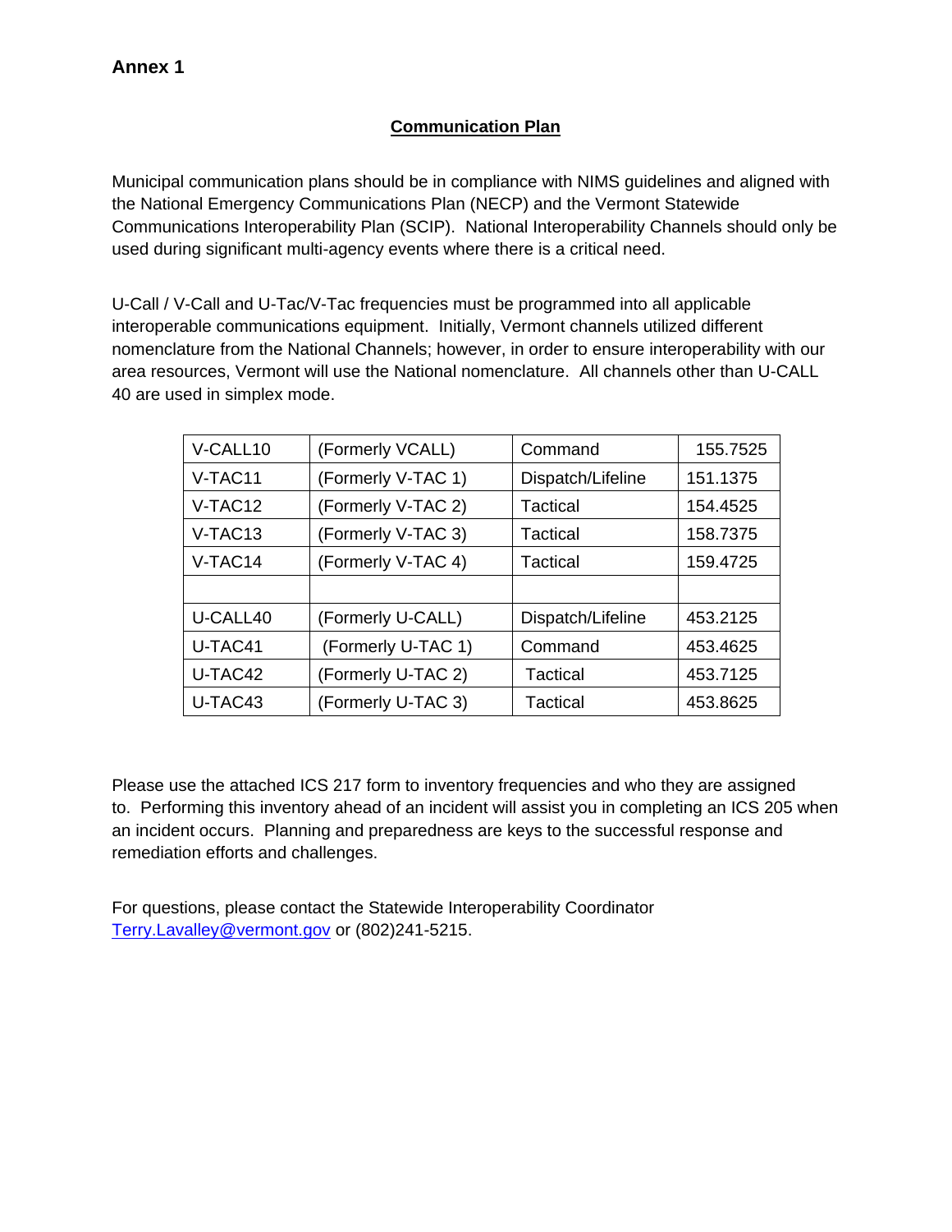# Annex 1

## Communication Plan

Municipal communication plans should be in compliance with NIMS guidelines and aligned with the National Emergency Communications Plan (NECP) and the Vermont Statewide Communications Interoperability Plan (SCIP). National Interoperability Channels should only be used during significant multi-agency events where there is a critical need.

U-Call / V-Call and U-Tac/V-Tac frequencies must be programmed into all applicable interoperable communications equipment. Initially, Vermont channels utilized different nomenclature from the National Channels; however, in order to ensure interoperability with our area resources, Vermont will use the National nomenclature. All channels other than U-CALL 40 are used in simplex mode.

| | | | |
|---|---|---|---|
| V-CALL10 | (Formerly VCALL) | Command | 155.7525 |
| V-TAC11 | (Formerly V-TAC 1) | Dispatch/Lifeline | 151.1375 |
| V-TAC12 | (Formerly V-TAC 2) | Tactical | 154.4525 |
| V-TAC13 | (Formerly V-TAC 3) | Tactical | 158.7375 |
| V-TAC14 | (Formerly V-TAC 4) | Tactical | 159.4725 |
| | | | |
| U-CALL40 | (Formerly U-CALL) | Dispatch/Lifeline | 453.2125 |
| U-TAC41 | (Formerly U-TAC 1) | Command | 453.4625 |
| U-TAC42 | (Formerly U-TAC 2) | Tactical | 453.7125 |
| U-TAC43 | (Formerly U-TAC 3) | Tactical | 453.8625 |

Please use the attached ICS 217 form to inventory frequencies and who they are assigned to. Performing this inventory ahead of an incident will assist you in completing an ICS 205 when an incident occurs. Planning and preparedness are keys to the successful response and remediation efforts and challenges.

For questions, please contact the Statewide Interoperability Coordinator Terry.Lavalley@vermont.gov or (802)241-5215.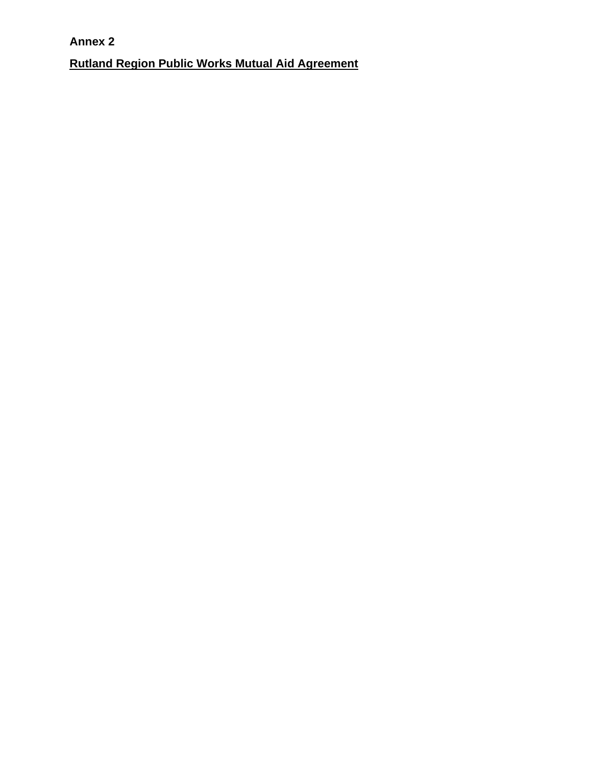**Annex 2**

**Rutland Region Public Works Mutual Aid Agreement**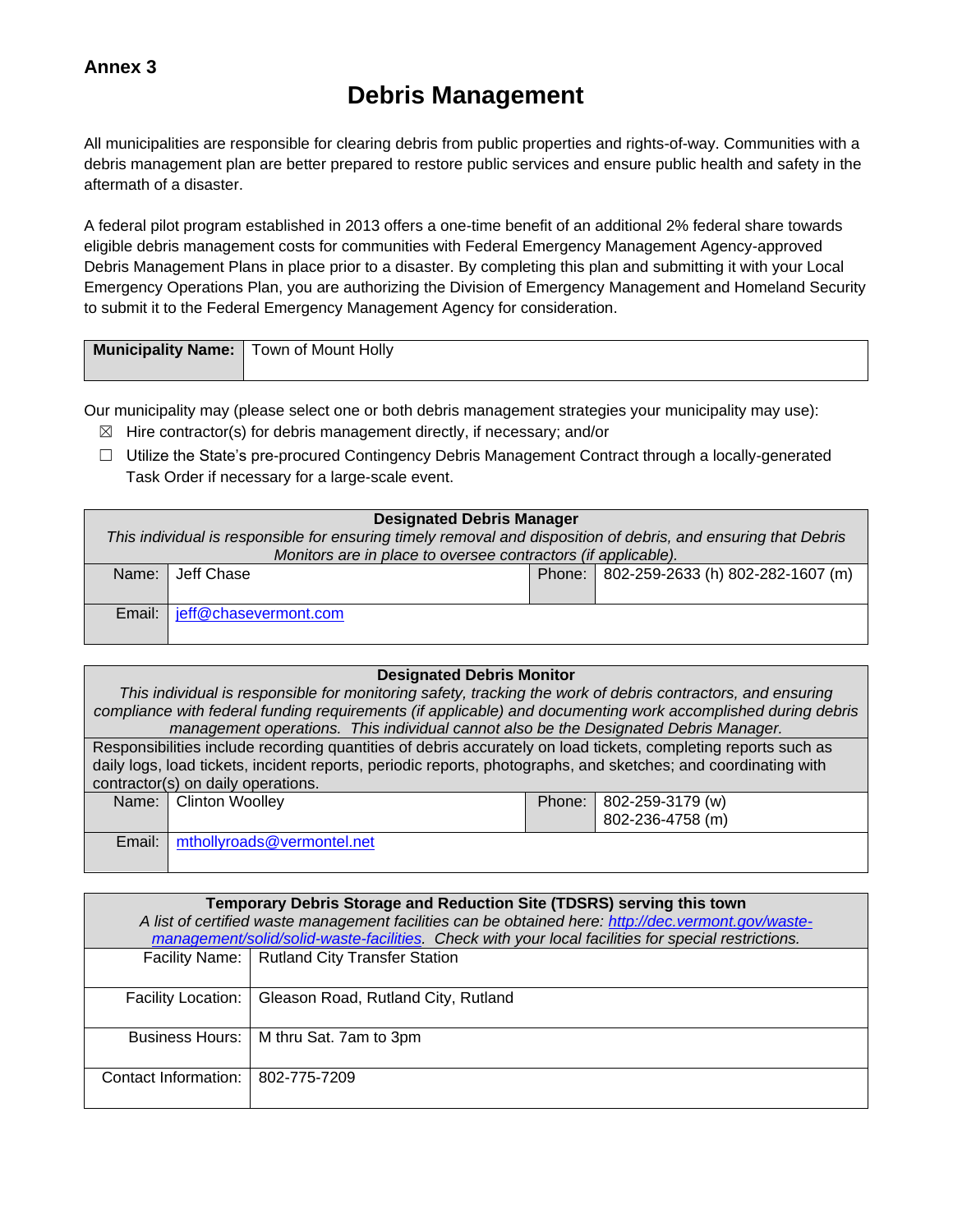**Annex 3**

# Debris Management

All municipalities are responsible for clearing debris from public properties and rights-of-way. Communities with a debris management plan are better prepared to restore public services and ensure public health and safety in the aftermath of a disaster.

A federal pilot program established in 2013 offers a one-time benefit of an additional 2% federal share towards eligible debris management costs for communities with Federal Emergency Management Agency-approved Debris Management Plans in place prior to a disaster. By completing this plan and submitting it with your Local Emergency Operations Plan, you are authorizing the Division of Emergency Management and Homeland Security to submit it to the Federal Emergency Management Agency for consideration.

| **Municipality Name:** | Town of Mount Holly |
|---|---|

Our municipality may (please select one or both debris management strategies your municipality may use):

- ☒ Hire contractor(s) for debris management directly, if necessary; and/or
- ☐ Utilize the State's pre-procured Contingency Debris Management Contract through a locally-generated Task Order if necessary for a large-scale event.

| **Designated Debris Manager** *This individual is responsible for ensuring timely removal and disposition of debris, and ensuring that Debris Monitors are in place to oversee contractors (if applicable).* | | | |
|---|---|---|---|
| Name: | Jeff Chase | Phone: | 802-259-2633 (h) 802-282-1607 (m) |
| Email: | jeff@chasevermont.com | | |

| **Designated Debris Monitor** *This individual is responsible for monitoring safety, tracking the work of debris contractors, and ensuring compliance with federal funding requirements (if applicable) and documenting work accomplished during debris management operations. This individual cannot also be the Designated Debris Manager.* | | | |
|---|---|---|---|
| Responsibilities include recording quantities of debris accurately on load tickets, completing reports such as daily logs, load tickets, incident reports, periodic reports, photographs, and sketches; and coordinating with contractor(s) on daily operations. | | | |
| Name: | Clinton Woolley | Phone: | 802-259-3179 (w) 802-236-4758 (m) |
| Email: | mthollyroads@vermontel.net | | |

| **Temporary Debris Storage and Reduction Site (TDSRS) serving this town** *A list of certified waste management facilities can be obtained here: http://dec.vermont.gov/waste-management/solid/solid-waste-facilities. Check with your local facilities for special restrictions.* | |
|---|---|
| Facility Name: | Rutland City Transfer Station |
| Facility Location: | Gleason Road, Rutland City, Rutland |
| Business Hours: | M thru Sat. 7am to 3pm |
| Contact Information: | 802-775-7209 |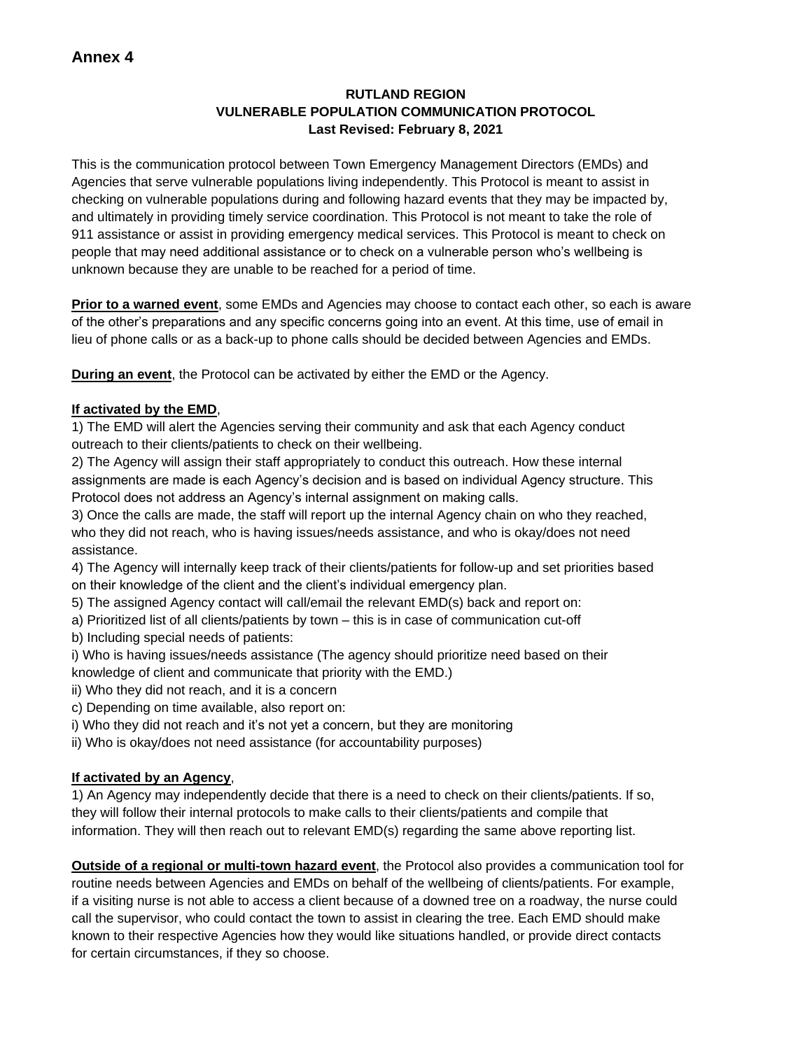## Annex 4

**RUTLAND REGION**
**VULNERABLE POPULATION COMMUNICATION PROTOCOL**
**Last Revised: February 8, 2021**

This is the communication protocol between Town Emergency Management Directors (EMDs) and Agencies that serve vulnerable populations living independently. This Protocol is meant to assist in checking on vulnerable populations during and following hazard events that they may be impacted by, and ultimately in providing timely service coordination. This Protocol is not meant to take the role of 911 assistance or assist in providing emergency medical services. This Protocol is meant to check on people that may need additional assistance or to check on a vulnerable person who's wellbeing is unknown because they are unable to be reached for a period of time.

**Prior to a warned event**, some EMDs and Agencies may choose to contact each other, so each is aware of the other's preparations and any specific concerns going into an event. At this time, use of email in lieu of phone calls or as a back-up to phone calls should be decided between Agencies and EMDs.

**During an event**, the Protocol can be activated by either the EMD or the Agency.

**If activated by the EMD**,

1) The EMD will alert the Agencies serving their community and ask that each Agency conduct outreach to their clients/patients to check on their wellbeing.
2) The Agency will assign their staff appropriately to conduct this outreach. How these internal assignments are made is each Agency's decision and is based on individual Agency structure. This Protocol does not address an Agency's internal assignment on making calls.
3) Once the calls are made, the staff will report up the internal Agency chain on who they reached, who they did not reach, who is having issues/needs assistance, and who is okay/does not need assistance.
4) The Agency will internally keep track of their clients/patients for follow-up and set priorities based on their knowledge of the client and the client's individual emergency plan.
5) The assigned Agency contact will call/email the relevant EMD(s) back and report on:
   a) Prioritized list of all clients/patients by town – this is in case of communication cut-off
   b) Including special needs of patients:
      i) Who is having issues/needs assistance (The agency should prioritize need based on their knowledge of client and communicate that priority with the EMD.)
      ii) Who they did not reach, and it is a concern
   c) Depending on time available, also report on:
      i) Who they did not reach and it's not yet a concern, but they are monitoring
      ii) Who is okay/does not need assistance (for accountability purposes)

**If activated by an Agency**,

1) An Agency may independently decide that there is a need to check on their clients/patients. If so, they will follow their internal protocols to make calls to their clients/patients and compile that information. They will then reach out to relevant EMD(s) regarding the same above reporting list.

**Outside of a regional or multi-town hazard event**, the Protocol also provides a communication tool for routine needs between Agencies and EMDs on behalf of the wellbeing of clients/patients. For example, if a visiting nurse is not able to access a client because of a downed tree on a roadway, the nurse could call the supervisor, who could contact the town to assist in clearing the tree. Each EMD should make known to their respective Agencies how they would like situations handled, or provide direct contacts for certain circumstances, if they so choose.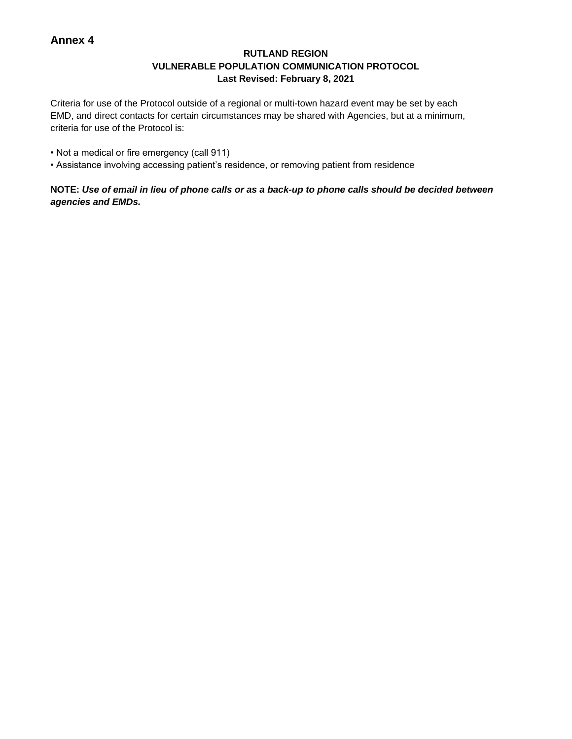# Annex 4

**RUTLAND REGION**
**VULNERABLE POPULATION COMMUNICATION PROTOCOL**
**Last Revised: February 8, 2021**

Criteria for use of the Protocol outside of a regional or multi-town hazard event may be set by each EMD, and direct contacts for certain circumstances may be shared with Agencies, but at a minimum, criteria for use of the Protocol is:

- Not a medical or fire emergency (call 911)
- Assistance involving accessing patient's residence, or removing patient from residence

**NOTE:** ***Use of email in lieu of phone calls or as a back-up to phone calls should be decided between agencies and EMDs.***